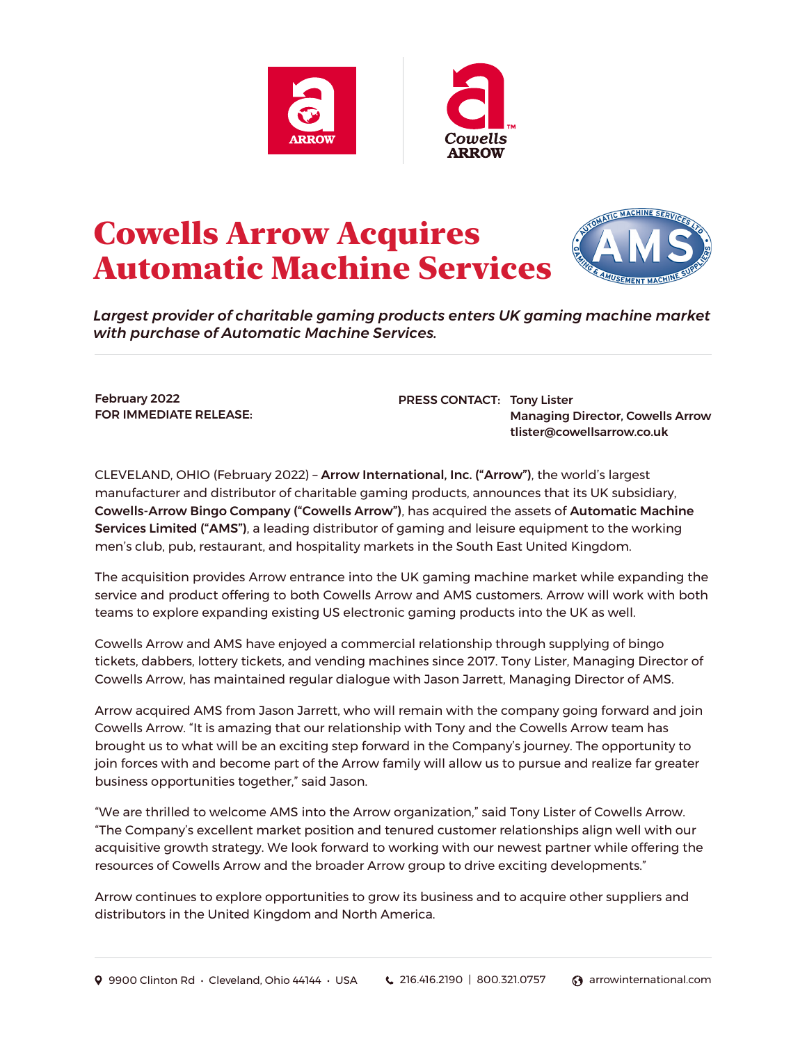# Cowells Arrow Acquires Automatic Machine Services

***Largest provider of charitable gaming products enters UK gaming machine market with purchase of Automatic Machine Services.***

**February 2022**
**FOR IMMEDIATE RELEASE:**

**PRESS CONTACT:** **Tony Lister**
**Managing Director, Cowells Arrow**
**tlister@cowellsarrow.co.uk**

CLEVELAND, OHIO (February 2022) – **Arrow International, Inc. ("Arrow")**, the world's largest manufacturer and distributor of charitable gaming products, announces that its UK subsidiary, **Cowells-Arrow Bingo Company ("Cowells Arrow")**, has acquired the assets of **Automatic Machine Services Limited ("AMS")**, a leading distributor of gaming and leisure equipment to the working men's club, pub, restaurant, and hospitality markets in the South East United Kingdom.

The acquisition provides Arrow entrance into the UK gaming machine market while expanding the service and product offering to both Cowells Arrow and AMS customers. Arrow will work with both teams to explore expanding existing US electronic gaming products into the UK as well.

Cowells Arrow and AMS have enjoyed a commercial relationship through supplying of bingo tickets, dabbers, lottery tickets, and vending machines since 2017. Tony Lister, Managing Director of Cowells Arrow, has maintained regular dialogue with Jason Jarrett, Managing Director of AMS.

Arrow acquired AMS from Jason Jarrett, who will remain with the company going forward and join Cowells Arrow. "It is amazing that our relationship with Tony and the Cowells Arrow team has brought us to what will be an exciting step forward in the Company's journey. The opportunity to join forces with and become part of the Arrow family will allow us to pursue and realize far greater business opportunities together," said Jason.

"We are thrilled to welcome AMS into the Arrow organization," said Tony Lister of Cowells Arrow. "The Company's excellent market position and tenured customer relationships align well with our acquisitive growth strategy. We look forward to working with our newest partner while offering the resources of Cowells Arrow and the broader Arrow group to drive exciting developments."

Arrow continues to explore opportunities to grow its business and to acquire other suppliers and distributors in the United Kingdom and North America.

9900 Clinton Rd · Cleveland, Ohio 44144 · USA | 216.416.2190 | 800.321.0757 | arrowinternational.com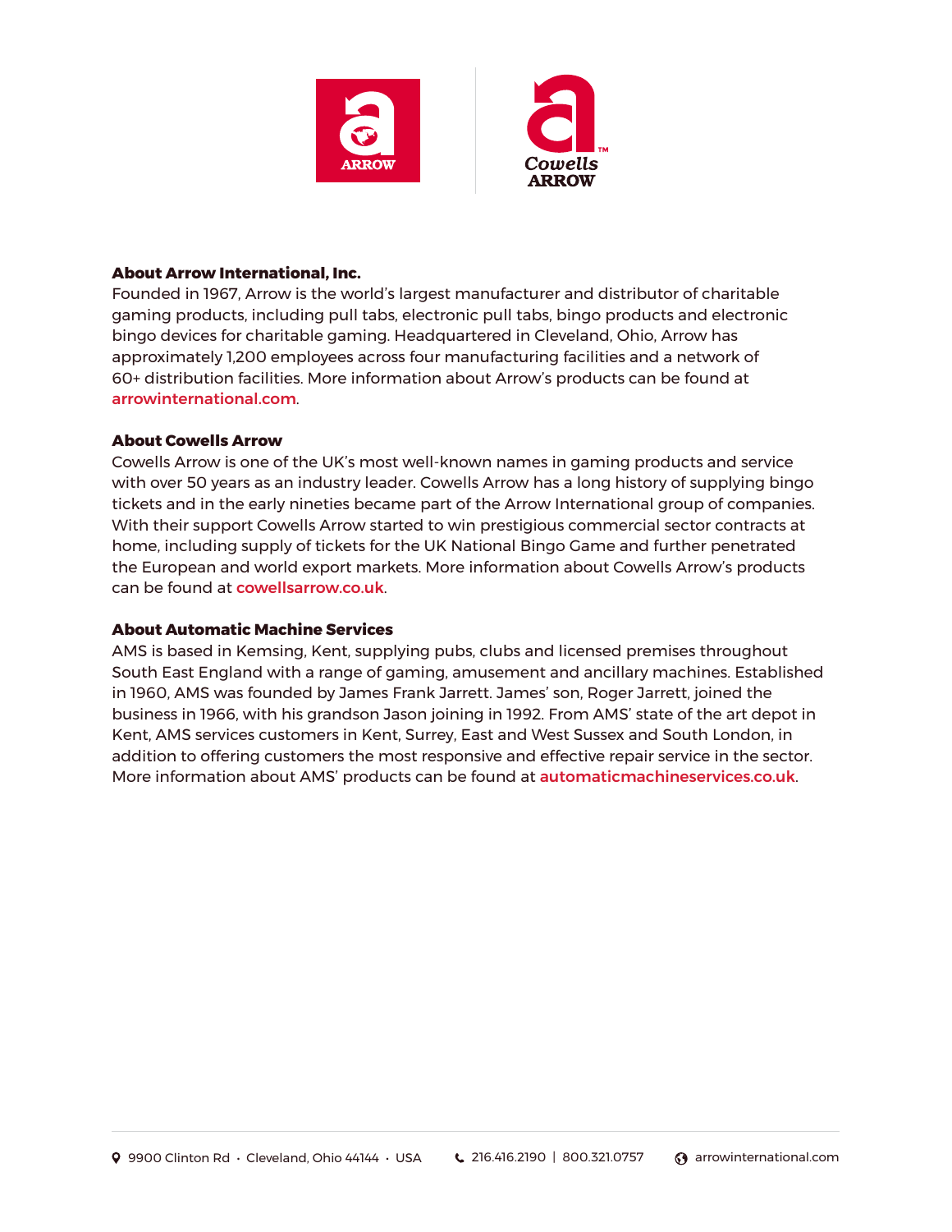### About Arrow International, Inc.

Founded in 1967, Arrow is the world's largest manufacturer and distributor of charitable gaming products, including pull tabs, electronic pull tabs, bingo products and electronic bingo devices for charitable gaming. Headquartered in Cleveland, Ohio, Arrow has approximately 1,200 employees across four manufacturing facilities and a network of 60+ distribution facilities. More information about Arrow's products can be found at arrowinternational.com.

### About Cowells Arrow

Cowells Arrow is one of the UK's most well-known names in gaming products and service with over 50 years as an industry leader. Cowells Arrow has a long history of supplying bingo tickets and in the early nineties became part of the Arrow International group of companies. With their support Cowells Arrow started to win prestigious commercial sector contracts at home, including supply of tickets for the UK National Bingo Game and further penetrated the European and world export markets. More information about Cowells Arrow's products can be found at cowellsarrow.co.uk.

### About Automatic Machine Services

AMS is based in Kemsing, Kent, supplying pubs, clubs and licensed premises throughout South East England with a range of gaming, amusement and ancillary machines. Established in 1960, AMS was founded by James Frank Jarrett. James' son, Roger Jarrett, joined the business in 1966, with his grandson Jason joining in 1992. From AMS' state of the art depot in Kent, AMS services customers in Kent, Surrey, East and West Sussex and South London, in addition to offering customers the most responsive and effective repair service in the sector. More information about AMS' products can be found at automaticmachineservices.co.uk.

9900 Clinton Rd • Cleveland, Ohio 44144 • USA  216.416.2190 | 800.321.0757  arrowinternational.com